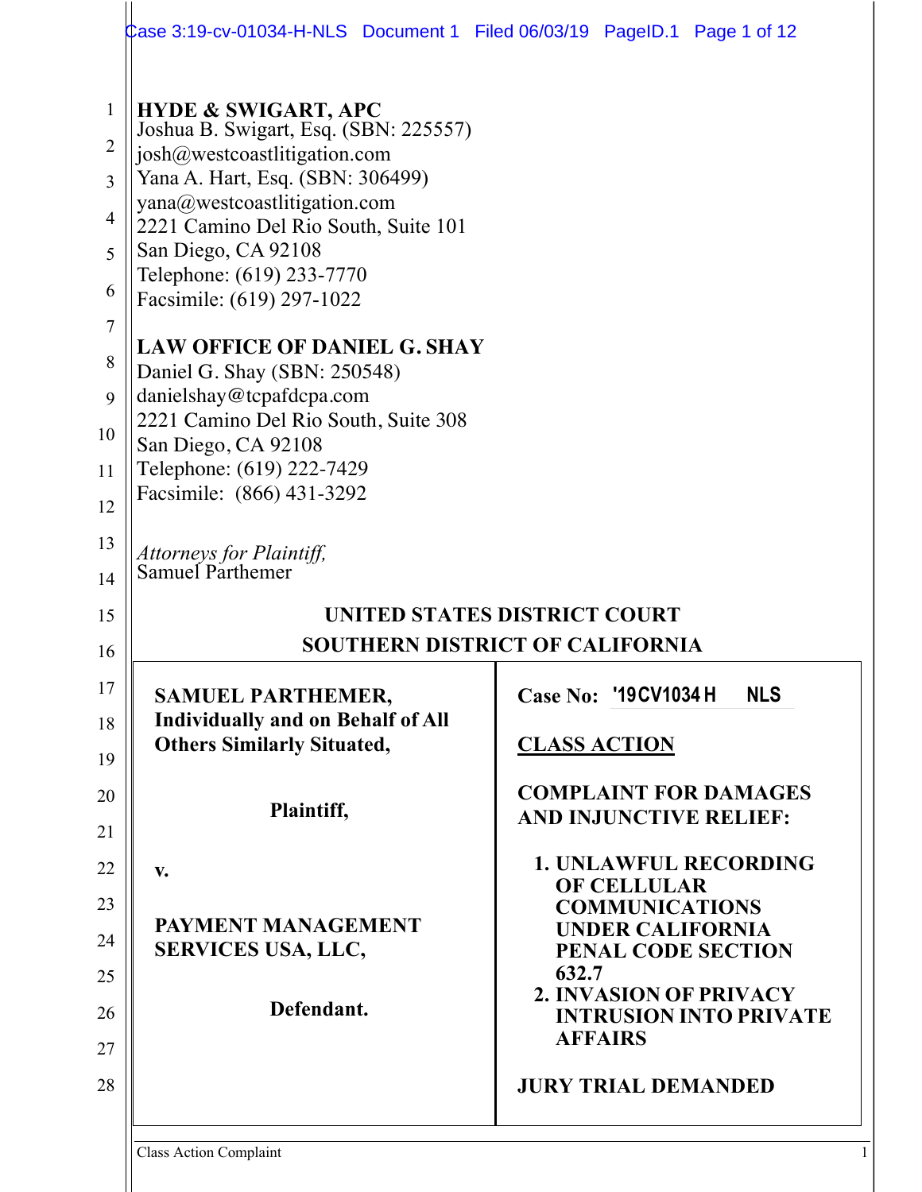**HYDE & SWIGART, APC**
Joshua B. Swigart, Esq. (SBN: 225557)
josh@westcoastlitigation.com
Yana A. Hart, Esq. (SBN: 306499)
yana@westcoastlitigation.com
2221 Camino Del Rio South, Suite 101
San Diego, CA 92108
Telephone: (619) 233-7770
Facsimile: (619) 297-1022

**LAW OFFICE OF DANIEL G. SHAY**
Daniel G. Shay (SBN: 250548)
danielshay@tcpafdcpa.com
2221 Camino Del Rio South, Suite 308
San Diego, CA 92108
Telephone: (619) 222-7429
Facsimile: (866) 431-3292

*Attorneys for Plaintiff,*
Samuel Parthemer

**UNITED STATES DISTRICT COURT**
**SOUTHERN DISTRICT OF CALIFORNIA**

| | |
|---|---|
| **SAMUEL PARTHEMER, Individually and on Behalf of All Others Similarly Situated,** <br><br> **Plaintiff,** <br><br> **v.** <br><br> **PAYMENT MANAGEMENT SERVICES USA, LLC,** <br><br> **Defendant.** | **Case No: '19CV1034 H NLS** <br><br> **CLASS ACTION** <br><br> **COMPLAINT FOR DAMAGES AND INJUNCTIVE RELIEF:** <br><br> **1. UNLAWFUL RECORDING OF CELLULAR COMMUNICATIONS UNDER CALIFORNIA PENAL CODE SECTION 632.7** <br> **2. INVASION OF PRIVACY INTRUSION INTO PRIVATE AFFAIRS** <br><br> **JURY TRIAL DEMANDED** |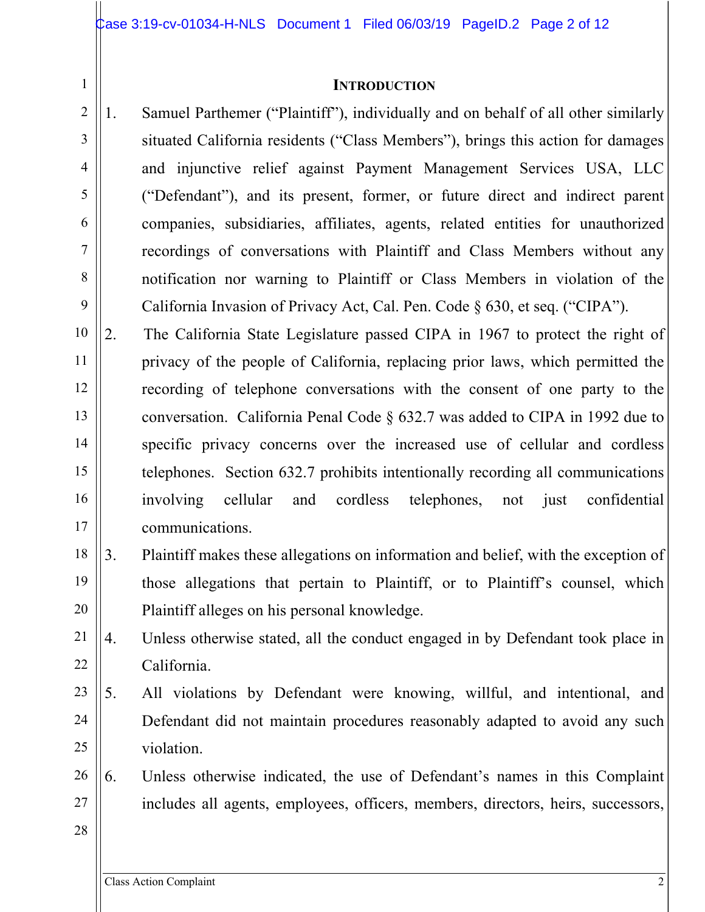**INTRODUCTION**

1. Samuel Parthemer ("Plaintiff"), individually and on behalf of all other similarly situated California residents ("Class Members"), brings this action for damages and injunctive relief against Payment Management Services USA, LLC ("Defendant"), and its present, former, or future direct and indirect parent companies, subsidiaries, affiliates, agents, related entities for unauthorized recordings of conversations with Plaintiff and Class Members without any notification nor warning to Plaintiff or Class Members in violation of the California Invasion of Privacy Act, Cal. Pen. Code § 630, et seq. ("CIPA").

2. The California State Legislature passed CIPA in 1967 to protect the right of privacy of the people of California, replacing prior laws, which permitted the recording of telephone conversations with the consent of one party to the conversation. California Penal Code § 632.7 was added to CIPA in 1992 due to specific privacy concerns over the increased use of cellular and cordless telephones. Section 632.7 prohibits intentionally recording all communications involving cellular and cordless telephones, not just confidential communications.

3. Plaintiff makes these allegations on information and belief, with the exception of those allegations that pertain to Plaintiff, or to Plaintiff's counsel, which Plaintiff alleges on his personal knowledge.

4. Unless otherwise stated, all the conduct engaged in by Defendant took place in California.

5. All violations by Defendant were knowing, willful, and intentional, and Defendant did not maintain procedures reasonably adapted to avoid any such violation.

6. Unless otherwise indicated, the use of Defendant's names in this Complaint includes all agents, employees, officers, members, directors, heirs, successors,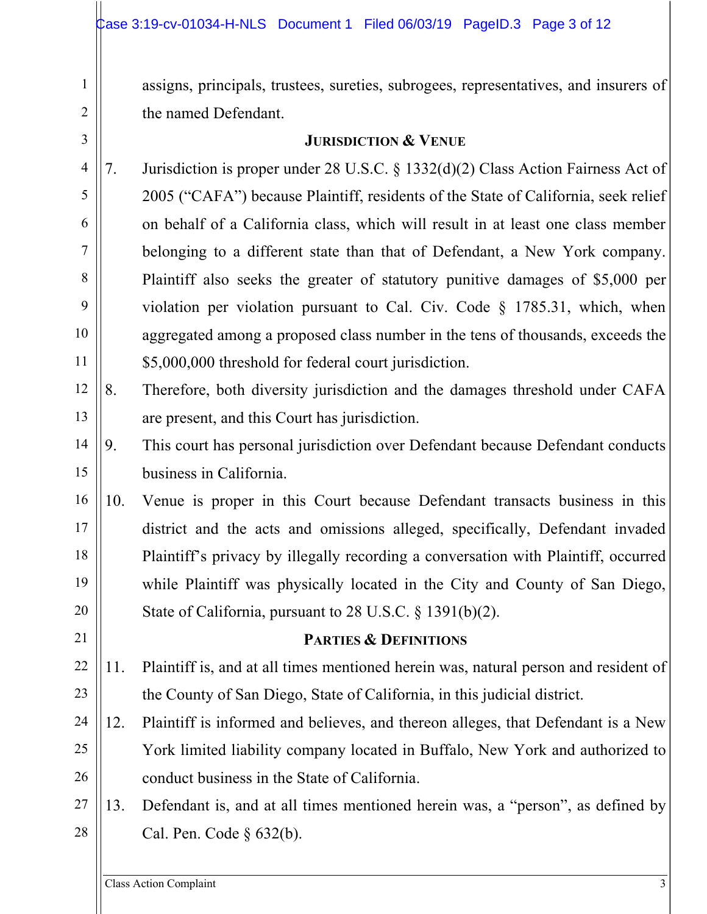assigns, principals, trustees, sureties, subrogees, representatives, and insurers of the named Defendant.

## JURISDICTION & VENUE

7. Jurisdiction is proper under 28 U.S.C. § 1332(d)(2) Class Action Fairness Act of 2005 ("CAFA") because Plaintiff, residents of the State of California, seek relief on behalf of a California class, which will result in at least one class member belonging to a different state than that of Defendant, a New York company. Plaintiff also seeks the greater of statutory punitive damages of $5,000 per violation per violation pursuant to Cal. Civ. Code § 1785.31, which, when aggregated among a proposed class number in the tens of thousands, exceeds the $5,000,000 threshold for federal court jurisdiction.
8. Therefore, both diversity jurisdiction and the damages threshold under CAFA are present, and this Court has jurisdiction.
9. This court has personal jurisdiction over Defendant because Defendant conducts business in California.
10. Venue is proper in this Court because Defendant transacts business in this district and the acts and omissions alleged, specifically, Defendant invaded Plaintiff's privacy by illegally recording a conversation with Plaintiff, occurred while Plaintiff was physically located in the City and County of San Diego, State of California, pursuant to 28 U.S.C. § 1391(b)(2).

## PARTIES & DEFINITIONS

11. Plaintiff is, and at all times mentioned herein was, natural person and resident of the County of San Diego, State of California, in this judicial district.
12. Plaintiff is informed and believes, and thereon alleges, that Defendant is a New York limited liability company located in Buffalo, New York and authorized to conduct business in the State of California.
13. Defendant is, and at all times mentioned herein was, a "person", as defined by Cal. Pen. Code § 632(b).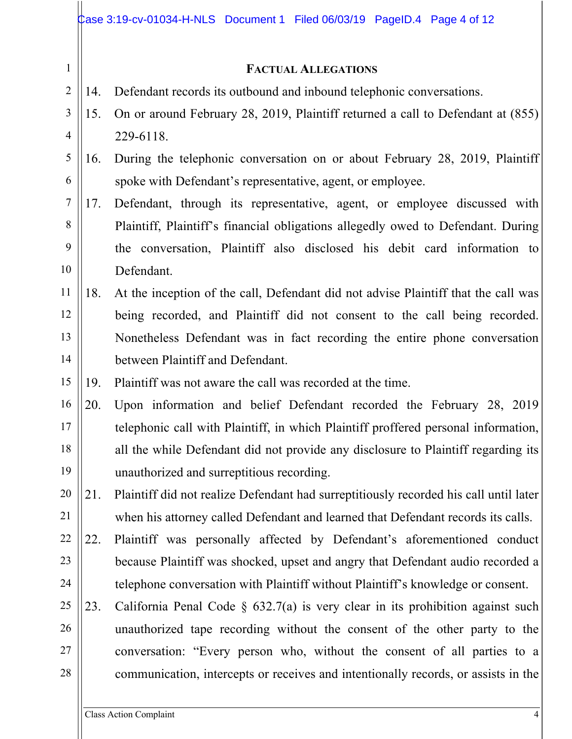## FACTUAL ALLEGATIONS

14. Defendant records its outbound and inbound telephonic conversations.

15. On or around February 28, 2019, Plaintiff returned a call to Defendant at (855) 229-6118.

16. During the telephonic conversation on or about February 28, 2019, Plaintiff spoke with Defendant's representative, agent, or employee.

17. Defendant, through its representative, agent, or employee discussed with Plaintiff, Plaintiff's financial obligations allegedly owed to Defendant. During the conversation, Plaintiff also disclosed his debit card information to Defendant.

18. At the inception of the call, Defendant did not advise Plaintiff that the call was being recorded, and Plaintiff did not consent to the call being recorded. Nonetheless Defendant was in fact recording the entire phone conversation between Plaintiff and Defendant.

19. Plaintiff was not aware the call was recorded at the time.

20. Upon information and belief Defendant recorded the February 28, 2019 telephonic call with Plaintiff, in which Plaintiff proffered personal information, all the while Defendant did not provide any disclosure to Plaintiff regarding its unauthorized and surreptitious recording.

21. Plaintiff did not realize Defendant had surreptitiously recorded his call until later when his attorney called Defendant and learned that Defendant records its calls.

22. Plaintiff was personally affected by Defendant's aforementioned conduct because Plaintiff was shocked, upset and angry that Defendant audio recorded a telephone conversation with Plaintiff without Plaintiff's knowledge or consent.

23. California Penal Code § 632.7(a) is very clear in its prohibition against such unauthorized tape recording without the consent of the other party to the conversation: "Every person who, without the consent of all parties to a communication, intercepts or receives and intentionally records, or assists in the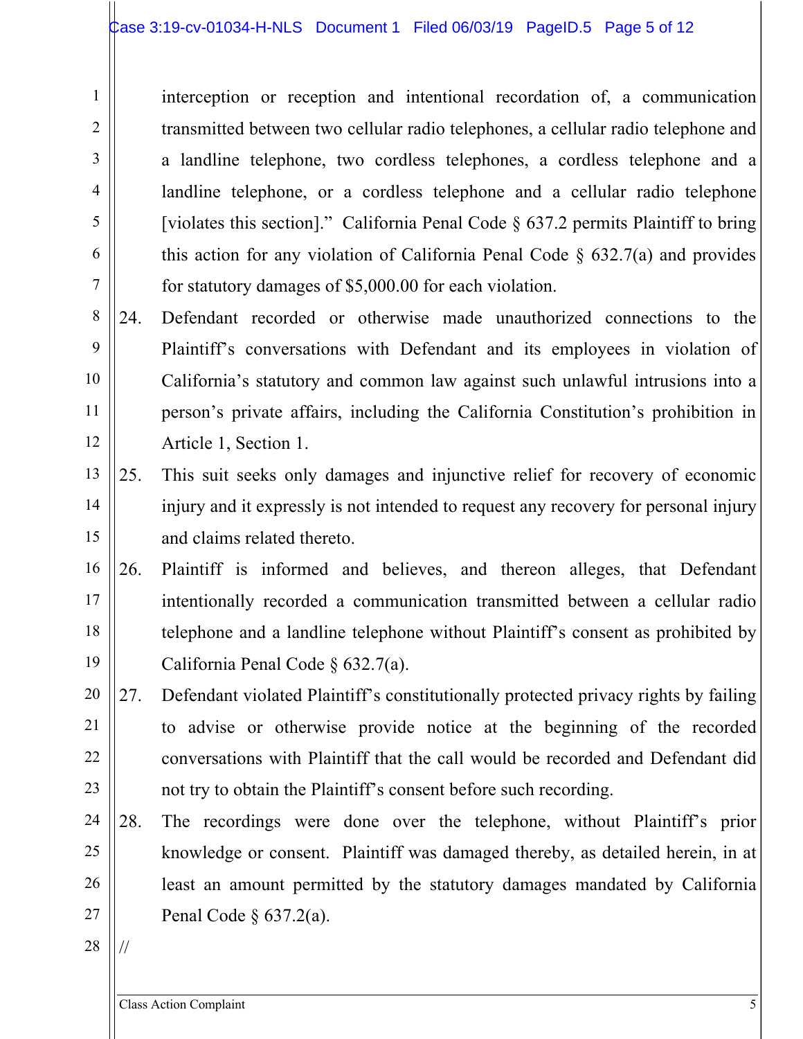interception or reception and intentional recordation of, a communication transmitted between two cellular radio telephones, a cellular radio telephone and a landline telephone, two cordless telephones, a cordless telephone and a landline telephone, or a cordless telephone and a cellular radio telephone [violates this section]." California Penal Code § 637.2 permits Plaintiff to bring this action for any violation of California Penal Code § 632.7(a) and provides for statutory damages of $5,000.00 for each violation.

24. Defendant recorded or otherwise made unauthorized connections to the Plaintiff's conversations with Defendant and its employees in violation of California's statutory and common law against such unlawful intrusions into a person's private affairs, including the California Constitution's prohibition in Article 1, Section 1.

25. This suit seeks only damages and injunctive relief for recovery of economic injury and it expressly is not intended to request any recovery for personal injury and claims related thereto.

26. Plaintiff is informed and believes, and thereon alleges, that Defendant intentionally recorded a communication transmitted between a cellular radio telephone and a landline telephone without Plaintiff's consent as prohibited by California Penal Code § 632.7(a).

27. Defendant violated Plaintiff's constitutionally protected privacy rights by failing to advise or otherwise provide notice at the beginning of the recorded conversations with Plaintiff that the call would be recorded and Defendant did not try to obtain the Plaintiff's consent before such recording.

28. The recordings were done over the telephone, without Plaintiff's prior knowledge or consent. Plaintiff was damaged thereby, as detailed herein, in at least an amount permitted by the statutory damages mandated by California Penal Code § 637.2(a).

//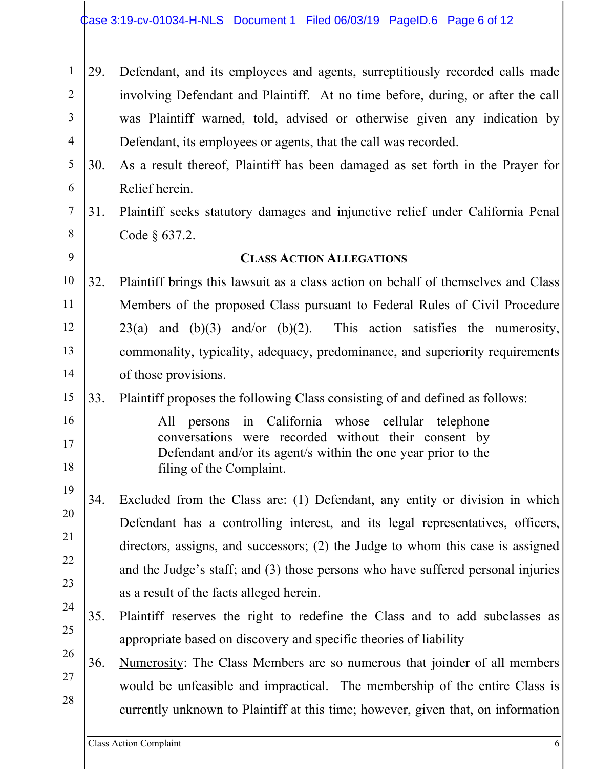29. Defendant, and its employees and agents, surreptitiously recorded calls made involving Defendant and Plaintiff. At no time before, during, or after the call was Plaintiff warned, told, advised or otherwise given any indication by Defendant, its employees or agents, that the call was recorded.

30. As a result thereof, Plaintiff has been damaged as set forth in the Prayer for Relief herein.

31. Plaintiff seeks statutory damages and injunctive relief under California Penal Code § 637.2.

**CLASS ACTION ALLEGATIONS**

32. Plaintiff brings this lawsuit as a class action on behalf of themselves and Class Members of the proposed Class pursuant to Federal Rules of Civil Procedure 23(a) and (b)(3) and/or (b)(2). This action satisfies the numerosity, commonality, typicality, adequacy, predominance, and superiority requirements of those provisions.

33. Plaintiff proposes the following Class consisting of and defined as follows:

> All persons in California whose cellular telephone conversations were recorded without their consent by Defendant and/or its agent/s within the one year prior to the filing of the Complaint.

34. Excluded from the Class are: (1) Defendant, any entity or division in which Defendant has a controlling interest, and its legal representatives, officers, directors, assigns, and successors; (2) the Judge to whom this case is assigned and the Judge's staff; and (3) those persons who have suffered personal injuries as a result of the facts alleged herein.

35. Plaintiff reserves the right to redefine the Class and to add subclasses as appropriate based on discovery and specific theories of liability

36. Numerosity: The Class Members are so numerous that joinder of all members would be unfeasible and impractical. The membership of the entire Class is currently unknown to Plaintiff at this time; however, given that, on information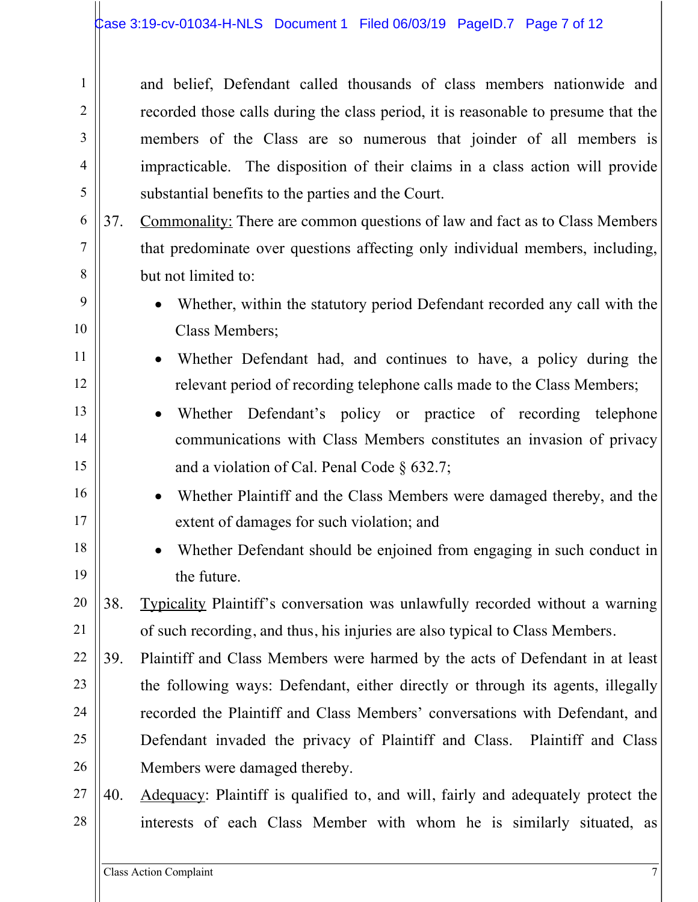and belief, Defendant called thousands of class members nationwide and recorded those calls during the class period, it is reasonable to presume that the members of the Class are so numerous that joinder of all members is impracticable. The disposition of their claims in a class action will provide substantial benefits to the parties and the Court.

37. <u>Commonality:</u> There are common questions of law and fact as to Class Members that predominate over questions affecting only individual members, including, but not limited to:

- Whether, within the statutory period Defendant recorded any call with the Class Members;
- Whether Defendant had, and continues to have, a policy during the relevant period of recording telephone calls made to the Class Members;
- Whether Defendant's policy or practice of recording telephone communications with Class Members constitutes an invasion of privacy and a violation of Cal. Penal Code § 632.7;
- Whether Plaintiff and the Class Members were damaged thereby, and the extent of damages for such violation; and
- Whether Defendant should be enjoined from engaging in such conduct in the future.

38. <u>Typicality</u> Plaintiff's conversation was unlawfully recorded without a warning of such recording, and thus, his injuries are also typical to Class Members.

39. Plaintiff and Class Members were harmed by the acts of Defendant in at least the following ways: Defendant, either directly or through its agents, illegally recorded the Plaintiff and Class Members' conversations with Defendant, and Defendant invaded the privacy of Plaintiff and Class. Plaintiff and Class Members were damaged thereby.

40. <u>Adequacy</u>: Plaintiff is qualified to, and will, fairly and adequately protect the interests of each Class Member with whom he is similarly situated, as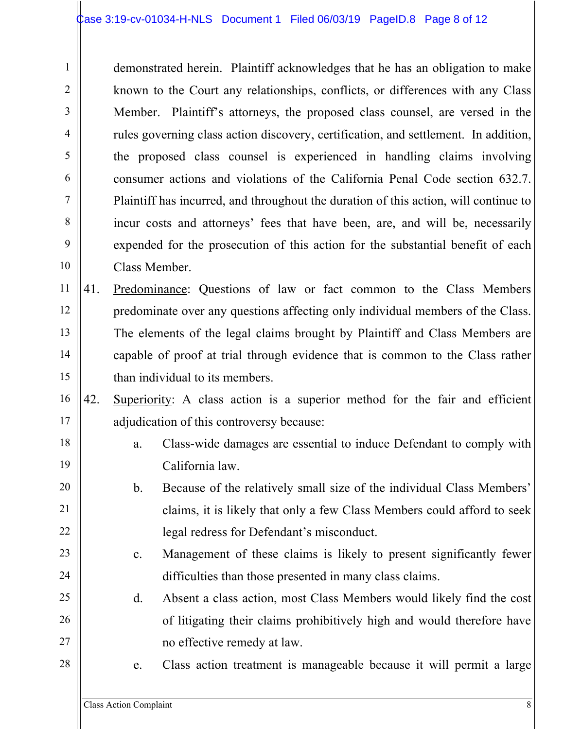demonstrated herein. Plaintiff acknowledges that he has an obligation to make known to the Court any relationships, conflicts, or differences with any Class Member. Plaintiff's attorneys, the proposed class counsel, are versed in the rules governing class action discovery, certification, and settlement. In addition, the proposed class counsel is experienced in handling claims involving consumer actions and violations of the California Penal Code section 632.7. Plaintiff has incurred, and throughout the duration of this action, will continue to incur costs and attorneys' fees that have been, are, and will be, necessarily expended for the prosecution of this action for the substantial benefit of each Class Member.

41. Predominance: Questions of law or fact common to the Class Members predominate over any questions affecting only individual members of the Class. The elements of the legal claims brought by Plaintiff and Class Members are capable of proof at trial through evidence that is common to the Class rather than individual to its members.

42. Superiority: A class action is a superior method for the fair and efficient adjudication of this controversy because:

   a. Class-wide damages are essential to induce Defendant to comply with California law.

   b. Because of the relatively small size of the individual Class Members' claims, it is likely that only a few Class Members could afford to seek legal redress for Defendant's misconduct.

   c. Management of these claims is likely to present significantly fewer difficulties than those presented in many class claims.

   d. Absent a class action, most Class Members would likely find the cost of litigating their claims prohibitively high and would therefore have no effective remedy at law.

   e. Class action treatment is manageable because it will permit a large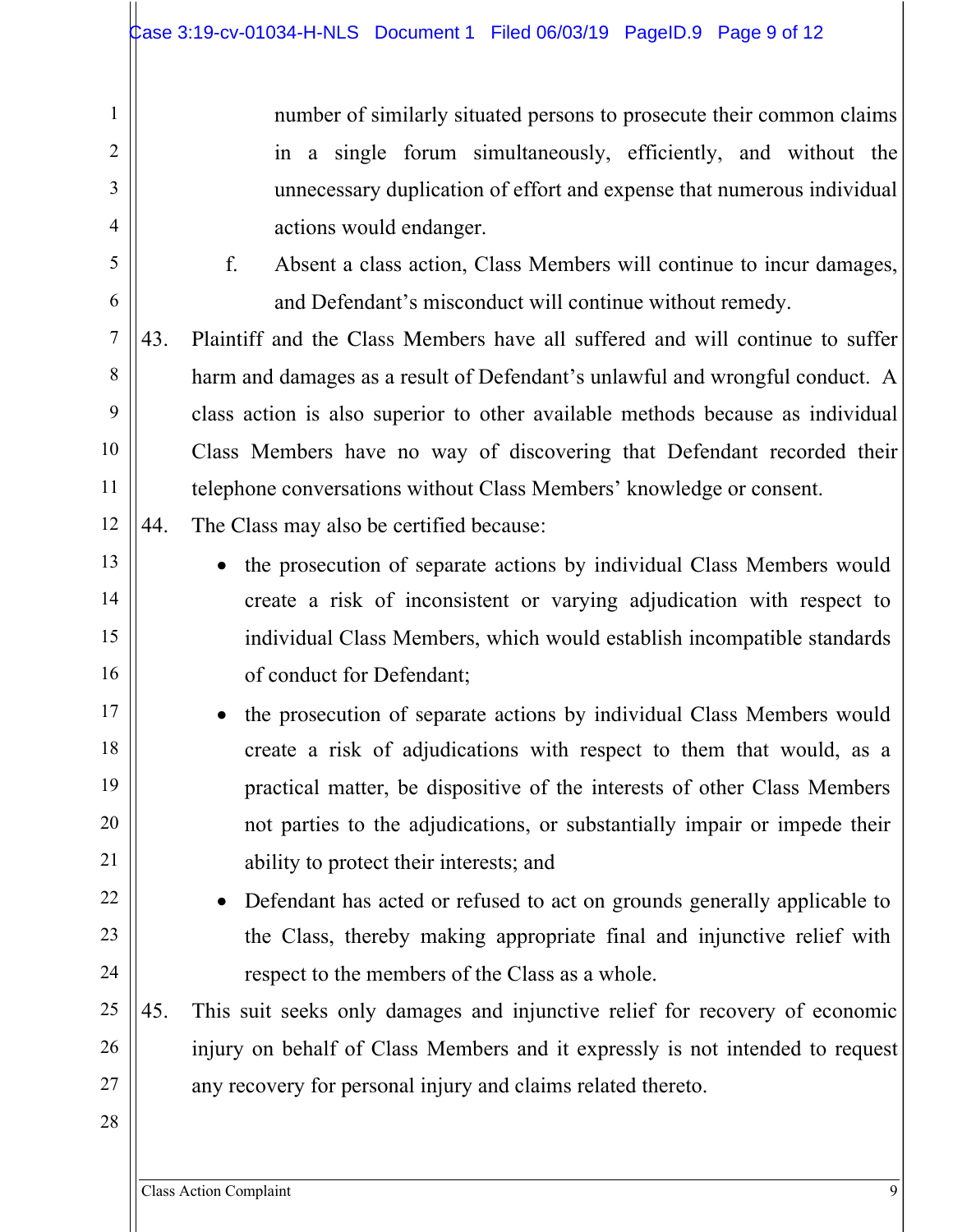number of similarly situated persons to prosecute their common claims in a single forum simultaneously, efficiently, and without the unnecessary duplication of effort and expense that numerous individual actions would endanger.

f. Absent a class action, Class Members will continue to incur damages, and Defendant's misconduct will continue without remedy.

43. Plaintiff and the Class Members have all suffered and will continue to suffer harm and damages as a result of Defendant's unlawful and wrongful conduct. A class action is also superior to other available methods because as individual Class Members have no way of discovering that Defendant recorded their telephone conversations without Class Members' knowledge or consent.

44. The Class may also be certified because:

- the prosecution of separate actions by individual Class Members would create a risk of inconsistent or varying adjudication with respect to individual Class Members, which would establish incompatible standards of conduct for Defendant;
- the prosecution of separate actions by individual Class Members would create a risk of adjudications with respect to them that would, as a practical matter, be dispositive of the interests of other Class Members not parties to the adjudications, or substantially impair or impede their ability to protect their interests; and
- Defendant has acted or refused to act on grounds generally applicable to the Class, thereby making appropriate final and injunctive relief with respect to the members of the Class as a whole.

45. This suit seeks only damages and injunctive relief for recovery of economic injury on behalf of Class Members and it expressly is not intended to request any recovery for personal injury and claims related thereto.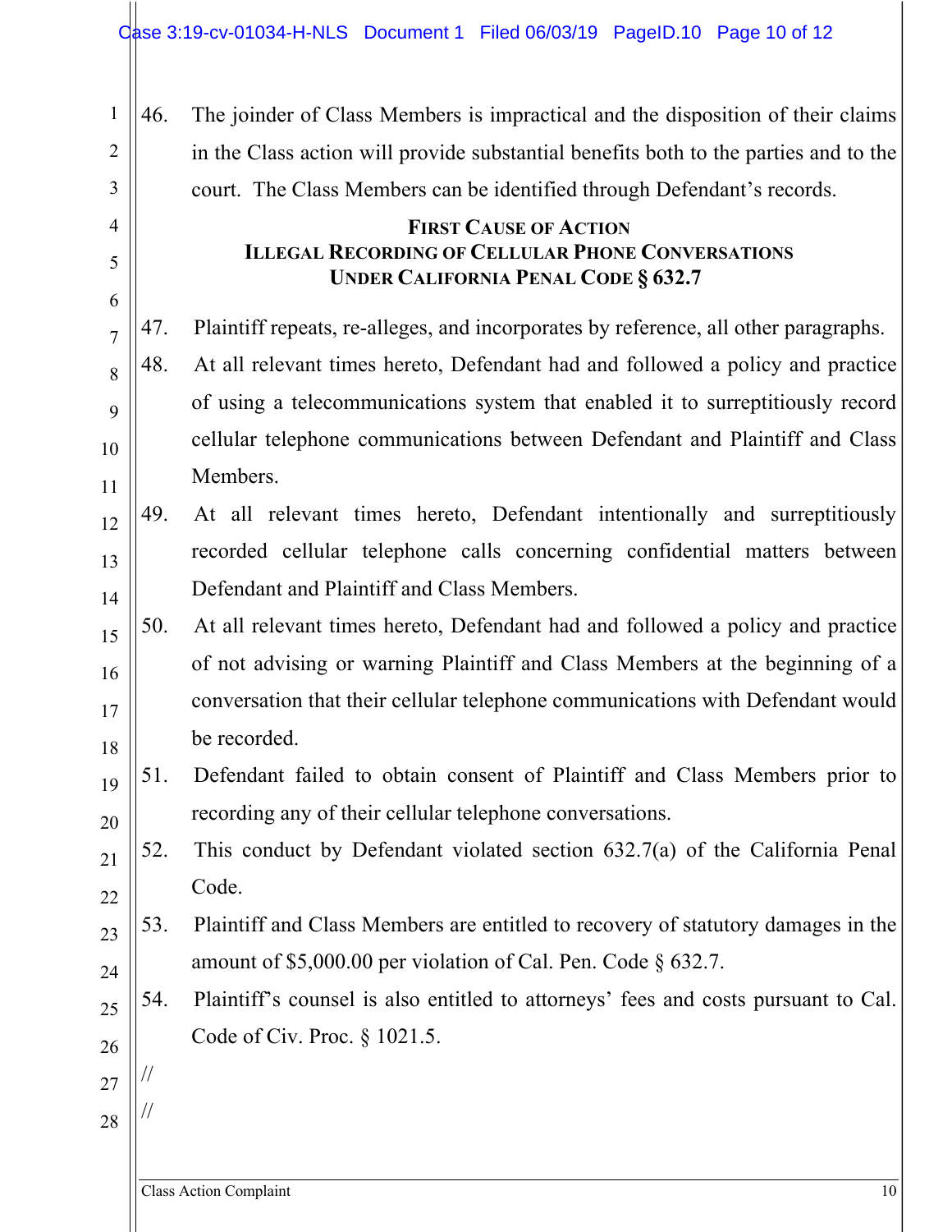46. The joinder of Class Members is impractical and the disposition of their claims in the Class action will provide substantial benefits both to the parties and to the court. The Class Members can be identified through Defendant's records.

**FIRST CAUSE OF ACTION**
**ILLEGAL RECORDING OF CELLULAR PHONE CONVERSATIONS**
**UNDER CALIFORNIA PENAL CODE § 632.7**

47. Plaintiff repeats, re-alleges, and incorporates by reference, all other paragraphs.

48. At all relevant times hereto, Defendant had and followed a policy and practice of using a telecommunications system that enabled it to surreptitiously record cellular telephone communications between Defendant and Plaintiff and Class Members.

49. At all relevant times hereto, Defendant intentionally and surreptitiously recorded cellular telephone calls concerning confidential matters between Defendant and Plaintiff and Class Members.

50. At all relevant times hereto, Defendant had and followed a policy and practice of not advising or warning Plaintiff and Class Members at the beginning of a conversation that their cellular telephone communications with Defendant would be recorded.

51. Defendant failed to obtain consent of Plaintiff and Class Members prior to recording any of their cellular telephone conversations.

52. This conduct by Defendant violated section 632.7(a) of the California Penal Code.

53. Plaintiff and Class Members are entitled to recovery of statutory damages in the amount of $5,000.00 per violation of Cal. Pen. Code § 632.7.

54. Plaintiff's counsel is also entitled to attorneys' fees and costs pursuant to Cal. Code of Civ. Proc. § 1021.5.

//

//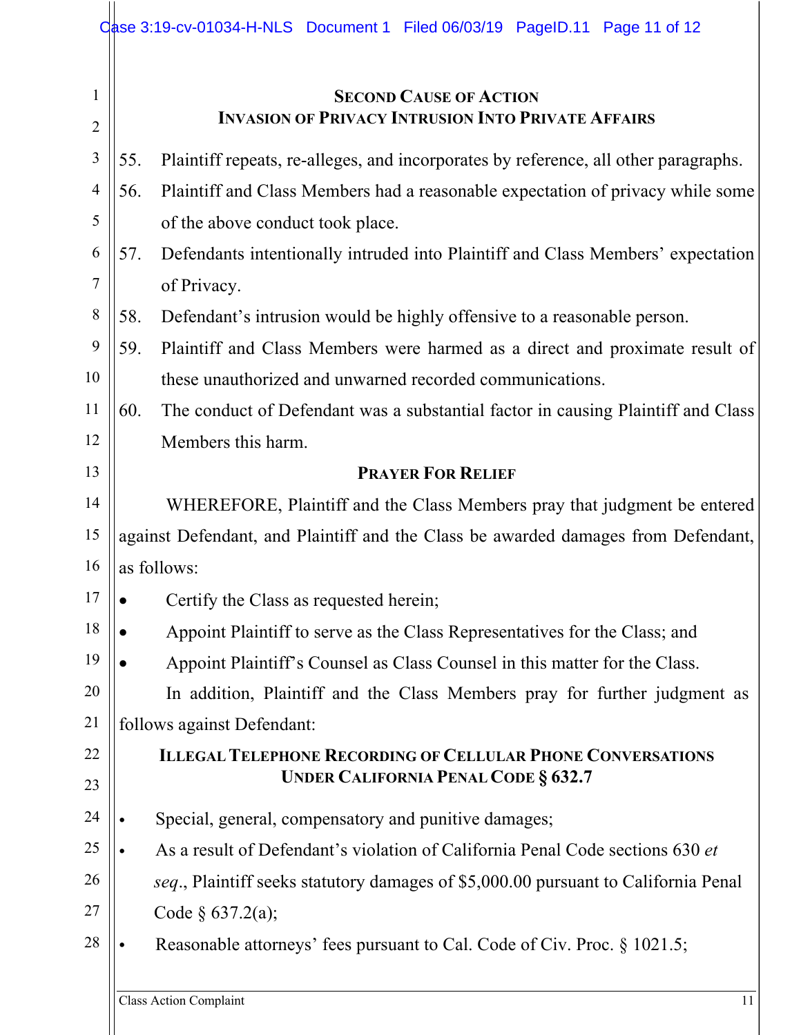## Second Cause of Action
## Invasion of Privacy Intrusion Into Private Affairs

55. Plaintiff repeats, re-alleges, and incorporates by reference, all other paragraphs.

56. Plaintiff and Class Members had a reasonable expectation of privacy while some of the above conduct took place.

57. Defendants intentionally intruded into Plaintiff and Class Members' expectation of Privacy.

58. Defendant's intrusion would be highly offensive to a reasonable person.

59. Plaintiff and Class Members were harmed as a direct and proximate result of these unauthorized and unwarned recorded communications.

60. The conduct of Defendant was a substantial factor in causing Plaintiff and Class Members this harm.

## Prayer For Relief

WHEREFORE, Plaintiff and the Class Members pray that judgment be entered against Defendant, and Plaintiff and the Class be awarded damages from Defendant, as follows:

- Certify the Class as requested herein;
- Appoint Plaintiff to serve as the Class Representatives for the Class; and
- Appoint Plaintiff's Counsel as Class Counsel in this matter for the Class.

In addition, Plaintiff and the Class Members pray for further judgment as follows against Defendant:

## Illegal Telephone Recording of Cellular Phone Conversations Under California Penal Code § 632.7

- Special, general, compensatory and punitive damages;
- As a result of Defendant's violation of California Penal Code sections 630 *et seq*., Plaintiff seeks statutory damages of $5,000.00 pursuant to California Penal Code § 637.2(a);
- Reasonable attorneys' fees pursuant to Cal. Code of Civ. Proc. § 1021.5;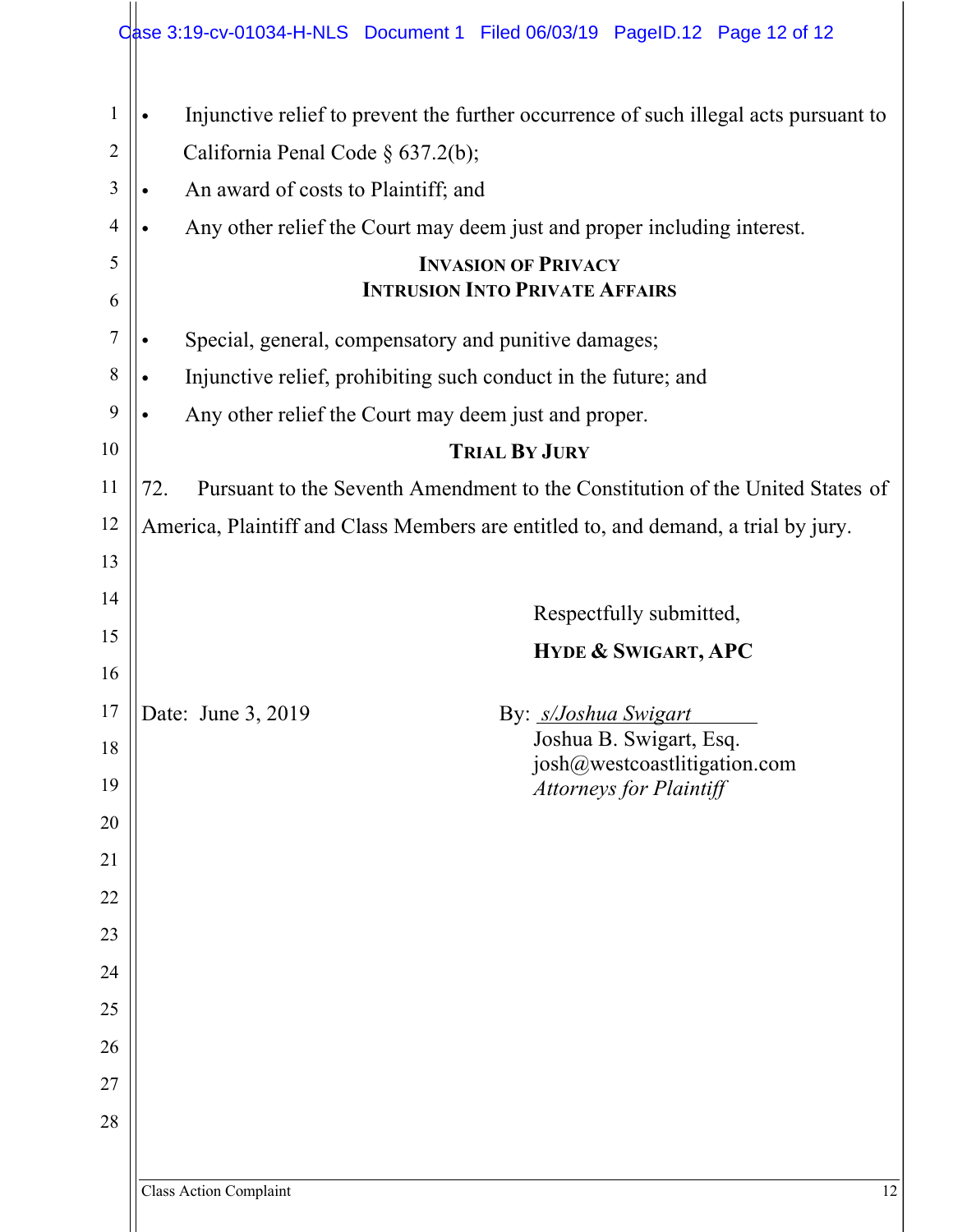- Injunctive relief to prevent the further occurrence of such illegal acts pursuant to California Penal Code § 637.2(b);
- An award of costs to Plaintiff; and
- Any other relief the Court may deem just and proper including interest.

**INVASION OF PRIVACY**
**INTRUSION INTO PRIVATE AFFAIRS**

- Special, general, compensatory and punitive damages;
- Injunctive relief, prohibiting such conduct in the future; and
- Any other relief the Court may deem just and proper.

**TRIAL BY JURY**

72. Pursuant to the Seventh Amendment to the Constitution of the United States of America, Plaintiff and Class Members are entitled to, and demand, a trial by jury.

Respectfully submitted,

**HYDE & SWIGART, APC**

Date: June 3, 2019

By: *s/Joshua Swigart*
Joshua B. Swigart, Esq.
josh@westcoastlitigation.com
*Attorneys for Plaintiff*

Class Action Complaint